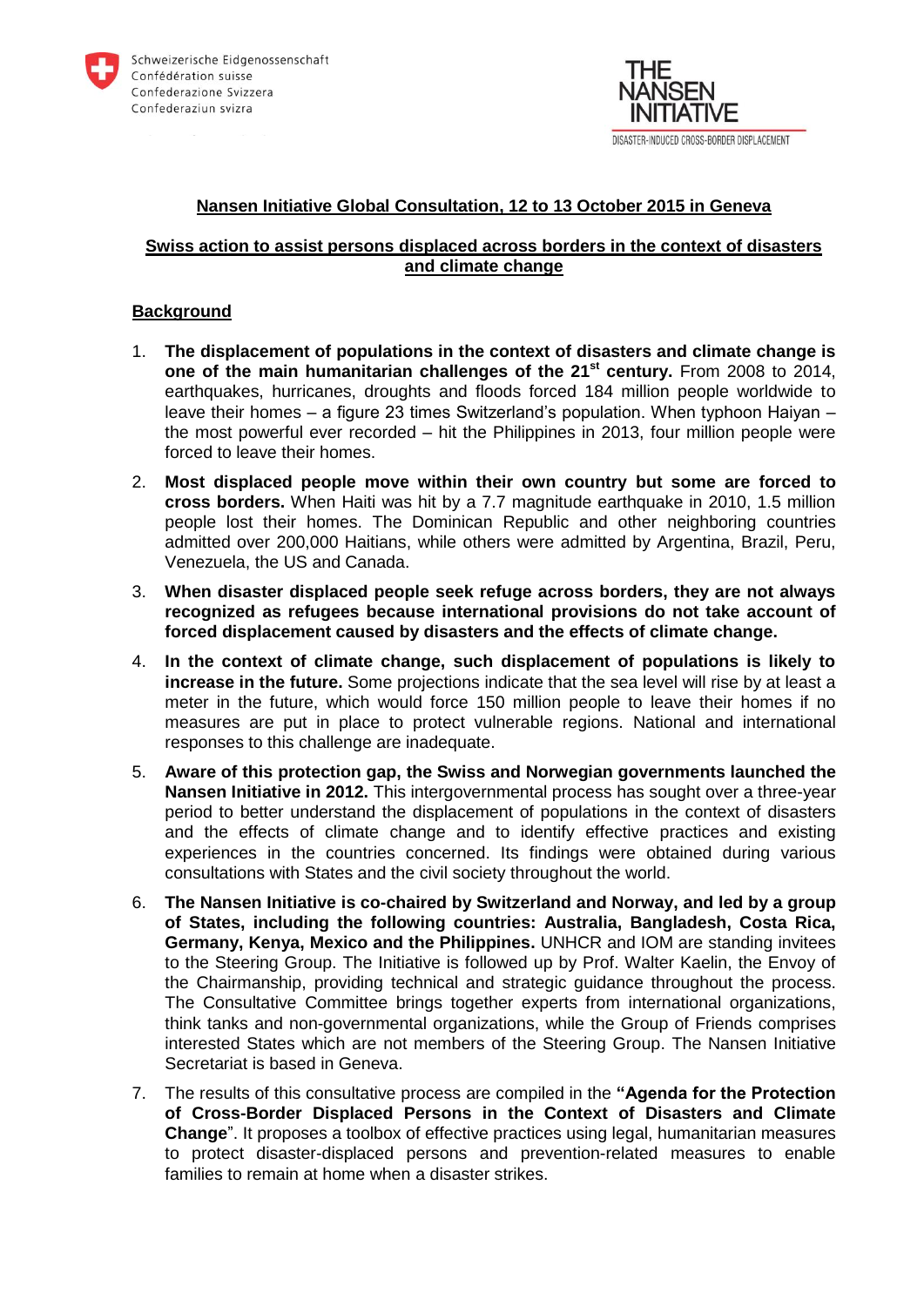Schweizerische Eidgenossenschaft
Confédération suisse
Confederazione Svizzera
Confederaziun svizra

THE NANSEN INITIATIVE
DISASTER-INDUCED CROSS-BORDER DISPLACEMENT

## Nansen Initiative Global Consultation, 12 to 13 October 2015 in Geneva

## Swiss action to assist persons displaced across borders in the context of disasters and climate change

### Background

1. **The displacement of populations in the context of disasters and climate change is one of the main humanitarian challenges of the 21st century.** From 2008 to 2014, earthquakes, hurricanes, droughts and floods forced 184 million people worldwide to leave their homes – a figure 23 times Switzerland's population. When typhoon Haiyan – the most powerful ever recorded – hit the Philippines in 2013, four million people were forced to leave their homes.
2. **Most displaced people move within their own country but some are forced to cross borders.** When Haiti was hit by a 7.7 magnitude earthquake in 2010, 1.5 million people lost their homes. The Dominican Republic and other neighboring countries admitted over 200,000 Haitians, while others were admitted by Argentina, Brazil, Peru, Venezuela, the US and Canada.
3. **When disaster displaced people seek refuge across borders, they are not always recognized as refugees because international provisions do not take account of forced displacement caused by disasters and the effects of climate change.**
4. **In the context of climate change, such displacement of populations is likely to increase in the future.** Some projections indicate that the sea level will rise by at least a meter in the future, which would force 150 million people to leave their homes if no measures are put in place to protect vulnerable regions. National and international responses to this challenge are inadequate.
5. **Aware of this protection gap, the Swiss and Norwegian governments launched the Nansen Initiative in 2012.** This intergovernmental process has sought over a three-year period to better understand the displacement of populations in the context of disasters and the effects of climate change and to identify effective practices and existing experiences in the countries concerned. Its findings were obtained during various consultations with States and the civil society throughout the world.
6. **The Nansen Initiative is co-chaired by Switzerland and Norway, and led by a group of States, including the following countries: Australia, Bangladesh, Costa Rica, Germany, Kenya, Mexico and the Philippines.** UNHCR and IOM are standing invitees to the Steering Group. The Initiative is followed up by Prof. Walter Kaelin, the Envoy of the Chairmanship, providing technical and strategic guidance throughout the process. The Consultative Committee brings together experts from international organizations, think tanks and non-governmental organizations, while the Group of Friends comprises interested States which are not members of the Steering Group. The Nansen Initiative Secretariat is based in Geneva.
7. The results of this consultative process are compiled in the **"Agenda for the Protection of Cross-Border Displaced Persons in the Context of Disasters and Climate Change**". It proposes a toolbox of effective practices using legal, humanitarian measures to protect disaster-displaced persons and prevention-related measures to enable families to remain at home when a disaster strikes.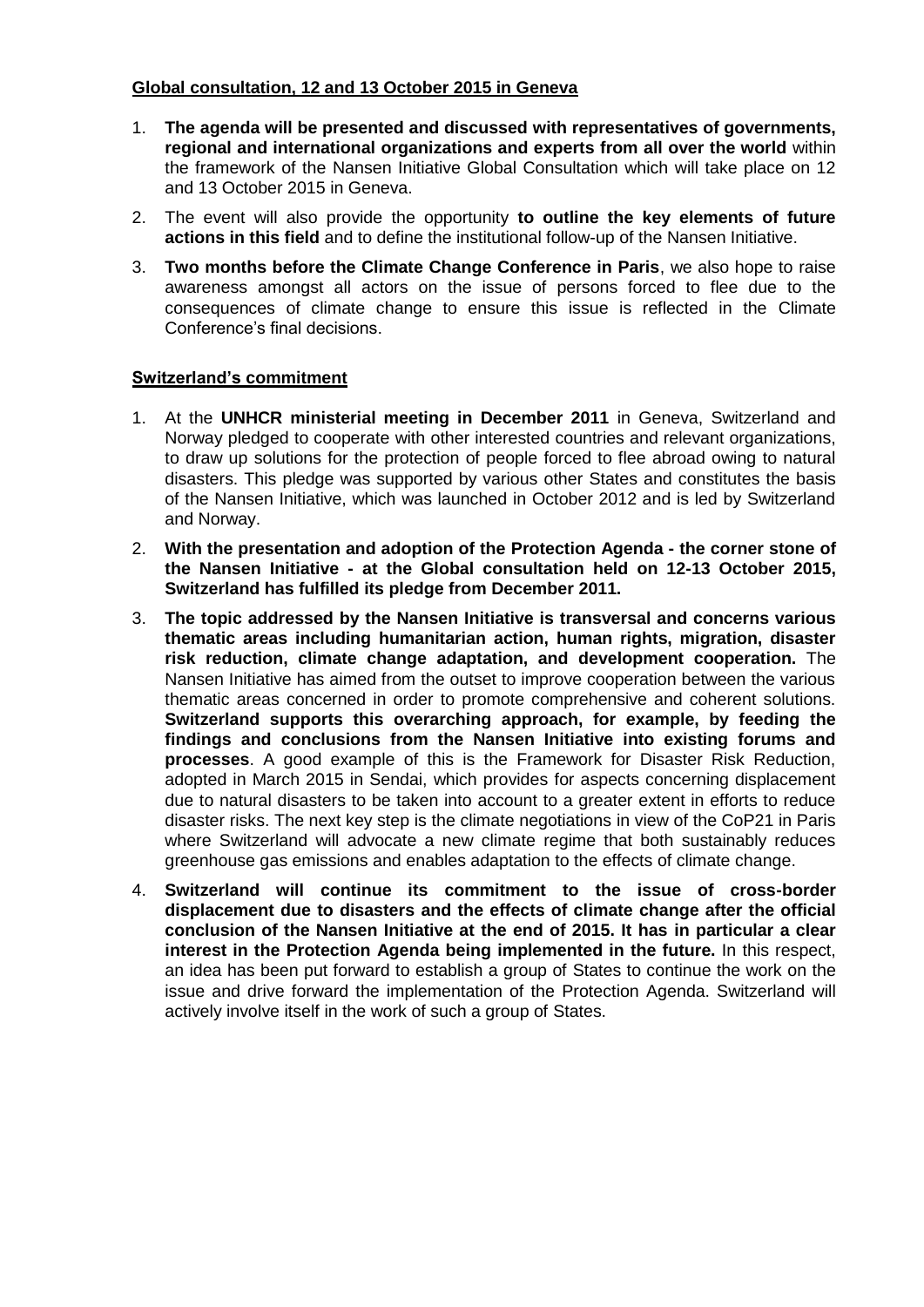**Global consultation, 12 and 13 October 2015 in Geneva**

1. **The agenda will be presented and discussed with representatives of governments, regional and international organizations and experts from all over the world** within the framework of the Nansen Initiative Global Consultation which will take place on 12 and 13 October 2015 in Geneva.
2. The event will also provide the opportunity **to outline the key elements of future actions in this field** and to define the institutional follow-up of the Nansen Initiative.
3. **Two months before the Climate Change Conference in Paris**, we also hope to raise awareness amongst all actors on the issue of persons forced to flee due to the consequences of climate change to ensure this issue is reflected in the Climate Conference's final decisions.

**Switzerland's commitment**

1. At the **UNHCR ministerial meeting in December 2011** in Geneva, Switzerland and Norway pledged to cooperate with other interested countries and relevant organizations, to draw up solutions for the protection of people forced to flee abroad owing to natural disasters. This pledge was supported by various other States and constitutes the basis of the Nansen Initiative, which was launched in October 2012 and is led by Switzerland and Norway.
2. **With the presentation and adoption of the Protection Agenda - the corner stone of the Nansen Initiative - at the Global consultation held on 12-13 October 2015, Switzerland has fulfilled its pledge from December 2011.**
3. **The topic addressed by the Nansen Initiative is transversal and concerns various thematic areas including humanitarian action, human rights, migration, disaster risk reduction, climate change adaptation, and development cooperation.** The Nansen Initiative has aimed from the outset to improve cooperation between the various thematic areas concerned in order to promote comprehensive and coherent solutions. **Switzerland supports this overarching approach, for example, by feeding the findings and conclusions from the Nansen Initiative into existing forums and processes**. A good example of this is the Framework for Disaster Risk Reduction, adopted in March 2015 in Sendai, which provides for aspects concerning displacement due to natural disasters to be taken into account to a greater extent in efforts to reduce disaster risks. The next key step is the climate negotiations in view of the CoP21 in Paris where Switzerland will advocate a new climate regime that both sustainably reduces greenhouse gas emissions and enables adaptation to the effects of climate change.
4. **Switzerland will continue its commitment to the issue of cross-border displacement due to disasters and the effects of climate change after the official conclusion of the Nansen Initiative at the end of 2015. It has in particular a clear interest in the Protection Agenda being implemented in the future.** In this respect, an idea has been put forward to establish a group of States to continue the work on the issue and drive forward the implementation of the Protection Agenda. Switzerland will actively involve itself in the work of such a group of States.